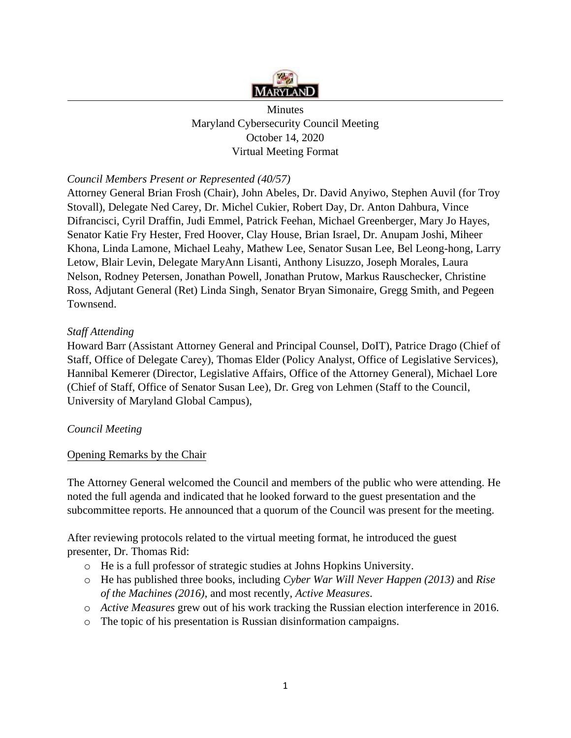Minutes
Maryland Cybersecurity Council Meeting
October 14, 2020
Virtual Meeting Format

*Council Members Present or Represented (40/57)*

Attorney General Brian Frosh (Chair), John Abeles, Dr. David Anyiwo, Stephen Auvil (for Troy Stovall), Delegate Ned Carey, Dr. Michel Cukier, Robert Day, Dr. Anton Dahbura, Vince Difrancisci, Cyril Draffin, Judi Emmel, Patrick Feehan, Michael Greenberger, Mary Jo Hayes, Senator Katie Fry Hester, Fred Hoover, Clay House, Brian Israel, Dr. Anupam Joshi, Miheer Khona, Linda Lamone, Michael Leahy, Mathew Lee, Senator Susan Lee, Bel Leong-hong, Larry Letow, Blair Levin, Delegate MaryAnn Lisanti, Anthony Lisuzzo, Joseph Morales, Laura Nelson, Rodney Petersen, Jonathan Powell, Jonathan Prutow, Markus Rauschecker, Christine Ross, Adjutant General (Ret) Linda Singh, Senator Bryan Simonaire, Gregg Smith, and Pegeen Townsend.

*Staff Attending*

Howard Barr (Assistant Attorney General and Principal Counsel, DoIT), Patrice Drago (Chief of Staff, Office of Delegate Carey), Thomas Elder (Policy Analyst, Office of Legislative Services), Hannibal Kemerer (Director, Legislative Affairs, Office of the Attorney General), Michael Lore (Chief of Staff, Office of Senator Susan Lee), Dr. Greg von Lehmen (Staff to the Council, University of Maryland Global Campus),

*Council Meeting*

Opening Remarks by the Chair

The Attorney General welcomed the Council and members of the public who were attending. He noted the full agenda and indicated that he looked forward to the guest presentation and the subcommittee reports. He announced that a quorum of the Council was present for the meeting.

After reviewing protocols related to the virtual meeting format, he introduced the guest presenter, Dr. Thomas Rid:

- He is a full professor of strategic studies at Johns Hopkins University.
- He has published three books, including *Cyber War Will Never Happen (2013)* and *Rise of the Machines (2016)*, and most recently, *Active Measures*.
- *Active Measures* grew out of his work tracking the Russian election interference in 2016.
- The topic of his presentation is Russian disinformation campaigns.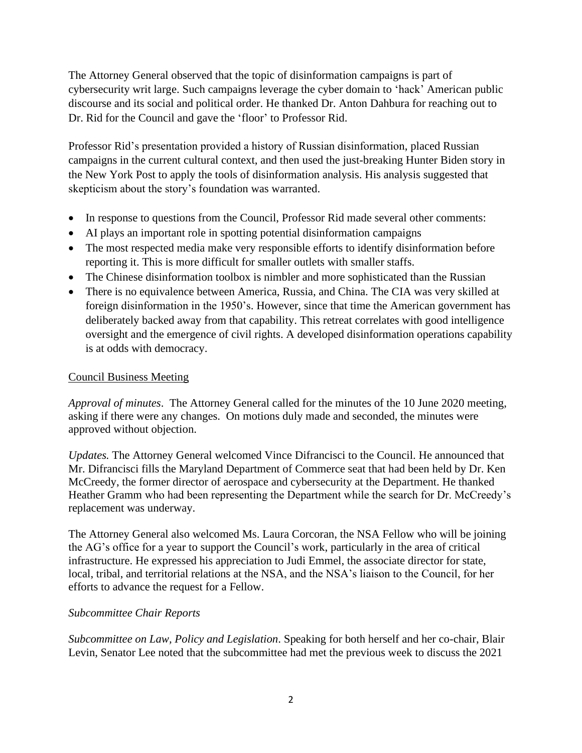The Attorney General observed that the topic of disinformation campaigns is part of cybersecurity writ large. Such campaigns leverage the cyber domain to 'hack' American public discourse and its social and political order. He thanked Dr. Anton Dahbura for reaching out to Dr. Rid for the Council and gave the 'floor' to Professor Rid.

Professor Rid's presentation provided a history of Russian disinformation, placed Russian campaigns in the current cultural context, and then used the just-breaking Hunter Biden story in the New York Post to apply the tools of disinformation analysis. His analysis suggested that skepticism about the story's foundation was warranted.

- In response to questions from the Council, Professor Rid made several other comments:
- AI plays an important role in spotting potential disinformation campaigns
- The most respected media make very responsible efforts to identify disinformation before reporting it. This is more difficult for smaller outlets with smaller staffs.
- The Chinese disinformation toolbox is nimbler and more sophisticated than the Russian
- There is no equivalence between America, Russia, and China. The CIA was very skilled at foreign disinformation in the 1950's. However, since that time the American government has deliberately backed away from that capability. This retreat correlates with good intelligence oversight and the emergence of civil rights. A developed disinformation operations capability is at odds with democracy.

<u>Council Business Meeting</u>

*Approval of minutes*. The Attorney General called for the minutes of the 10 June 2020 meeting, asking if there were any changes. On motions duly made and seconded, the minutes were approved without objection.

*Updates.* The Attorney General welcomed Vince Difrancisci to the Council. He announced that Mr. Difrancisci fills the Maryland Department of Commerce seat that had been held by Dr. Ken McCreedy, the former director of aerospace and cybersecurity at the Department. He thanked Heather Gramm who had been representing the Department while the search for Dr. McCreedy's replacement was underway.

The Attorney General also welcomed Ms. Laura Corcoran, the NSA Fellow who will be joining the AG's office for a year to support the Council's work, particularly in the area of critical infrastructure. He expressed his appreciation to Judi Emmel, the associate director for state, local, tribal, and territorial relations at the NSA, and the NSA's liaison to the Council, for her efforts to advance the request for a Fellow.

*Subcommittee Chair Reports*

*Subcommittee on Law, Policy and Legislation*. Speaking for both herself and her co-chair, Blair Levin, Senator Lee noted that the subcommittee had met the previous week to discuss the 2021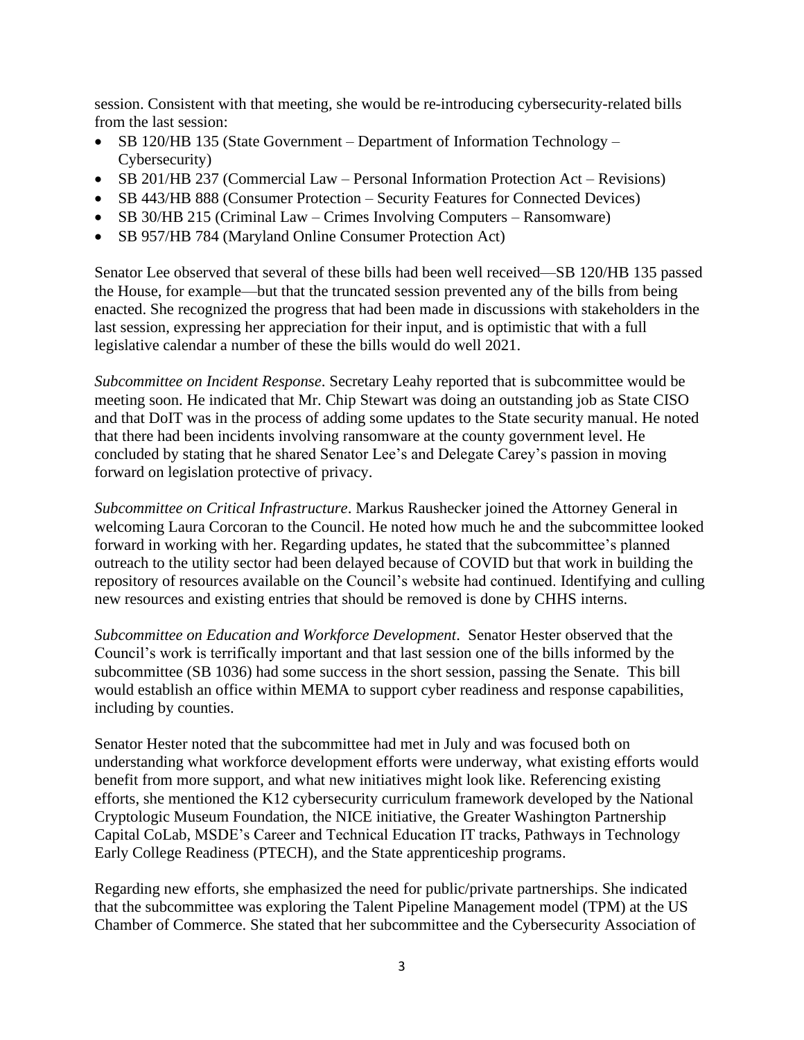session. Consistent with that meeting, she would be re-introducing cybersecurity-related bills from the last session:

- SB 120/HB 135 (State Government – Department of Information Technology – Cybersecurity)
- SB 201/HB 237 (Commercial Law – Personal Information Protection Act – Revisions)
- SB 443/HB 888 (Consumer Protection – Security Features for Connected Devices)
- SB 30/HB 215 (Criminal Law – Crimes Involving Computers – Ransomware)
- SB 957/HB 784 (Maryland Online Consumer Protection Act)

Senator Lee observed that several of these bills had been well received—SB 120/HB 135 passed the House, for example—but that the truncated session prevented any of the bills from being enacted. She recognized the progress that had been made in discussions with stakeholders in the last session, expressing her appreciation for their input, and is optimistic that with a full legislative calendar a number of these the bills would do well 2021.

*Subcommittee on Incident Response*. Secretary Leahy reported that is subcommittee would be meeting soon. He indicated that Mr. Chip Stewart was doing an outstanding job as State CISO and that DoIT was in the process of adding some updates to the State security manual. He noted that there had been incidents involving ransomware at the county government level. He concluded by stating that he shared Senator Lee's and Delegate Carey's passion in moving forward on legislation protective of privacy.

*Subcommittee on Critical Infrastructure*. Markus Raushecker joined the Attorney General in welcoming Laura Corcoran to the Council. He noted how much he and the subcommittee looked forward in working with her. Regarding updates, he stated that the subcommittee's planned outreach to the utility sector had been delayed because of COVID but that work in building the repository of resources available on the Council's website had continued. Identifying and culling new resources and existing entries that should be removed is done by CHHS interns.

*Subcommittee on Education and Workforce Development*. Senator Hester observed that the Council's work is terrifically important and that last session one of the bills informed by the subcommittee (SB 1036) had some success in the short session, passing the Senate. This bill would establish an office within MEMA to support cyber readiness and response capabilities, including by counties.

Senator Hester noted that the subcommittee had met in July and was focused both on understanding what workforce development efforts were underway, what existing efforts would benefit from more support, and what new initiatives might look like. Referencing existing efforts, she mentioned the K12 cybersecurity curriculum framework developed by the National Cryptologic Museum Foundation, the NICE initiative, the Greater Washington Partnership Capital CoLab, MSDE's Career and Technical Education IT tracks, Pathways in Technology Early College Readiness (PTECH), and the State apprenticeship programs.

Regarding new efforts, she emphasized the need for public/private partnerships. She indicated that the subcommittee was exploring the Talent Pipeline Management model (TPM) at the US Chamber of Commerce. She stated that her subcommittee and the Cybersecurity Association of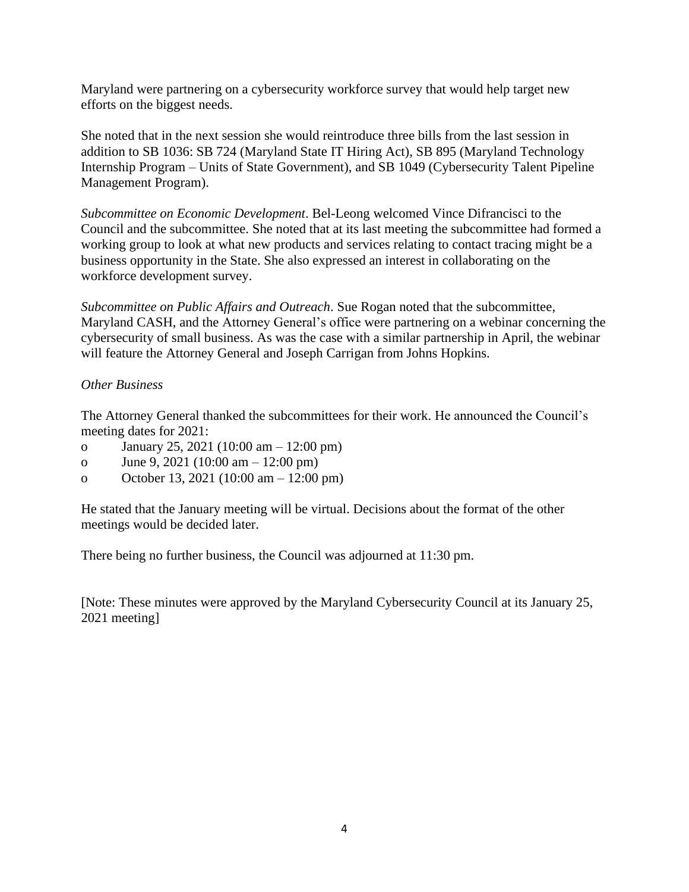Maryland were partnering on a cybersecurity workforce survey that would help target new efforts on the biggest needs.

She noted that in the next session she would reintroduce three bills from the last session in addition to SB 1036: SB 724 (Maryland State IT Hiring Act), SB 895 (Maryland Technology Internship Program – Units of State Government), and SB 1049 (Cybersecurity Talent Pipeline Management Program).

*Subcommittee on Economic Development*. Bel-Leong welcomed Vince Difrancisci to the Council and the subcommittee. She noted that at its last meeting the subcommittee had formed a working group to look at what new products and services relating to contact tracing might be a business opportunity in the State. She also expressed an interest in collaborating on the workforce development survey.

*Subcommittee on Public Affairs and Outreach*. Sue Rogan noted that the subcommittee, Maryland CASH, and the Attorney General's office were partnering on a webinar concerning the cybersecurity of small business. As was the case with a similar partnership in April, the webinar will feature the Attorney General and Joseph Carrigan from Johns Hopkins.

*Other Business*

The Attorney General thanked the subcommittees for their work. He announced the Council's meeting dates for 2021:

- January 25, 2021 (10:00 am – 12:00 pm)
- June 9, 2021 (10:00 am – 12:00 pm)
- October 13, 2021 (10:00 am – 12:00 pm)

He stated that the January meeting will be virtual. Decisions about the format of the other meetings would be decided later.

There being no further business, the Council was adjourned at 11:30 pm.

[Note: These minutes were approved by the Maryland Cybersecurity Council at its January 25, 2021 meeting]